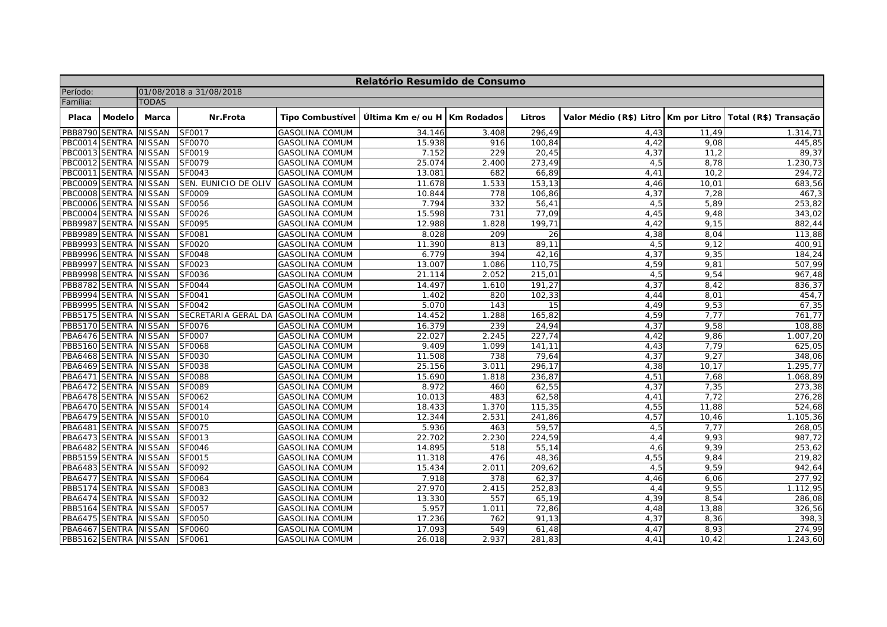| Relatório Resumido de Consumo | | | | | | | | | | | |
|---|---|---|---|---|---|---|---|---|---|---|---|
| Período: | | 01/08/2018 a 31/08/2018 | | | | | | | | | |
| Família: | | TODAS | | | | | | | | | |
| **Placa** | **Modelo** | **Marca** | **Nr.Frota** | **Tipo Combustível** | **Última Km e/ou H** | **Km Rodados** | **Litros** | **Valor Médio (R$) Litro** | **Km por Litro** | **Total (R$) Transação** |
| PBB8790 | SENTRA | NISSAN | SF0017 | GASOLINA COMUM | 34.146 | 3.408 | 296,49 | 4,43 | 11,49 | 1.314,71 |
| PBC0014 | SENTRA | NISSAN | SF0070 | GASOLINA COMUM | 15.938 | 916 | 100,84 | 4,42 | 9,08 | 445,85 |
| PBC0013 | SENTRA | NISSAN | SF0019 | GASOLINA COMUM | 7.152 | 229 | 20,45 | 4,37 | 11,2 | 89,37 |
| PBC0012 | SENTRA | NISSAN | SF0079 | GASOLINA COMUM | 25.074 | 2.400 | 273,49 | 4,5 | 8,78 | 1.230,73 |
| PBC0011 | SENTRA | NISSAN | SF0043 | GASOLINA COMUM | 13.081 | 682 | 66,89 | 4,41 | 10,2 | 294,72 |
| PBC0009 | SENTRA | NISSAN | SEN. EUNICIO DE OLIV | GASOLINA COMUM | 11.678 | 1.533 | 153,13 | 4,46 | 10,01 | 683,56 |
| PBC0008 | SENTRA | NISSAN | SF0009 | GASOLINA COMUM | 10.844 | 778 | 106,86 | 4,37 | 7,28 | 467,3 |
| PBC0006 | SENTRA | NISSAN | SF0056 | GASOLINA COMUM | 7.794 | 332 | 56,41 | 4,5 | 5,89 | 253,82 |
| PBC0004 | SENTRA | NISSAN | SF0026 | GASOLINA COMUM | 15.598 | 731 | 77,09 | 4,45 | 9,48 | 343,02 |
| PBB9987 | SENTRA | NISSAN | SF0095 | GASOLINA COMUM | 12.988 | 1.828 | 199,71 | 4,42 | 9,15 | 882,44 |
| PBB9989 | SENTRA | NISSAN | SF0081 | GASOLINA COMUM | 8.028 | 209 | 26 | 4,38 | 8,04 | 113,88 |
| PBB9993 | SENTRA | NISSAN | SF0020 | GASOLINA COMUM | 11.390 | 813 | 89,11 | 4,5 | 9,12 | 400,91 |
| PBB9996 | SENTRA | NISSAN | SF0048 | GASOLINA COMUM | 6.779 | 394 | 42,16 | 4,37 | 9,35 | 184,24 |
| PBB9997 | SENTRA | NISSAN | SF0023 | GASOLINA COMUM | 13.007 | 1.086 | 110,75 | 4,59 | 9,81 | 507,99 |
| PBB9998 | SENTRA | NISSAN | SF0036 | GASOLINA COMUM | 21.114 | 2.052 | 215,01 | 4,5 | 9,54 | 967,48 |
| PBB8782 | SENTRA | NISSAN | SF0044 | GASOLINA COMUM | 14.497 | 1.610 | 191,27 | 4,37 | 8,42 | 836,37 |
| PBB9994 | SENTRA | NISSAN | SF0041 | GASOLINA COMUM | 1.402 | 820 | 102,33 | 4,44 | 8,01 | 454,7 |
| PBB9995 | SENTRA | NISSAN | SF0042 | GASOLINA COMUM | 5.070 | 143 | 15 | 4,49 | 9,53 | 67,35 |
| PBB5175 | SENTRA | NISSAN | SECRETARIA GERAL DA | GASOLINA COMUM | 14.452 | 1.288 | 165,82 | 4,59 | 7,77 | 761,77 |
| PBB5170 | SENTRA | NISSAN | SF0076 | GASOLINA COMUM | 16.379 | 239 | 24,94 | 4,37 | 9,58 | 108,88 |
| PBA6476 | SENTRA | NISSAN | SF0007 | GASOLINA COMUM | 22.027 | 2.245 | 227,74 | 4,42 | 9,86 | 1.007,20 |
| PBB5160 | SENTRA | NISSAN | SF0068 | GASOLINA COMUM | 9.409 | 1.099 | 141,11 | 4,43 | 7,79 | 625,05 |
| PBA6468 | SENTRA | NISSAN | SF0030 | GASOLINA COMUM | 11.508 | 738 | 79,64 | 4,37 | 9,27 | 348,06 |
| PBA6469 | SENTRA | NISSAN | SF0038 | GASOLINA COMUM | 25.156 | 3.011 | 296,17 | 4,38 | 10,17 | 1.295,77 |
| PBA6471 | SENTRA | NISSAN | SF0088 | GASOLINA COMUM | 15.690 | 1.818 | 236,87 | 4,51 | 7,68 | 1.068,89 |
| PBA6472 | SENTRA | NISSAN | SF0089 | GASOLINA COMUM | 8.972 | 460 | 62,55 | 4,37 | 7,35 | 273,38 |
| PBA6478 | SENTRA | NISSAN | SF0062 | GASOLINA COMUM | 10.013 | 483 | 62,58 | 4,41 | 7,72 | 276,28 |
| PBA6470 | SENTRA | NISSAN | SF0014 | GASOLINA COMUM | 18.433 | 1.370 | 115,35 | 4,55 | 11,88 | 524,68 |
| PBA6479 | SENTRA | NISSAN | SF0010 | GASOLINA COMUM | 12.344 | 2.531 | 241,86 | 4,57 | 10,46 | 1.105,36 |
| PBA6481 | SENTRA | NISSAN | SF0075 | GASOLINA COMUM | 5.936 | 463 | 59,57 | 4,5 | 7,77 | 268,05 |
| PBA6473 | SENTRA | NISSAN | SF0013 | GASOLINA COMUM | 22.702 | 2.230 | 224,59 | 4,4 | 9,93 | 987,72 |
| PBA6482 | SENTRA | NISSAN | SF0046 | GASOLINA COMUM | 14.895 | 518 | 55,14 | 4,6 | 9,39 | 253,62 |
| PBB5159 | SENTRA | NISSAN | SF0015 | GASOLINA COMUM | 11.318 | 476 | 48,36 | 4,55 | 9,84 | 219,82 |
| PBA6483 | SENTRA | NISSAN | SF0092 | GASOLINA COMUM | 15.434 | 2.011 | 209,62 | 4,5 | 9,59 | 942,64 |
| PBA6477 | SENTRA | NISSAN | SF0064 | GASOLINA COMUM | 7.918 | 378 | 62,37 | 4,46 | 6,06 | 277,92 |
| PBB5174 | SENTRA | NISSAN | SF0083 | GASOLINA COMUM | 27.970 | 2.415 | 252,83 | 4,4 | 9,55 | 1.112,95 |
| PBA6474 | SENTRA | NISSAN | SF0032 | GASOLINA COMUM | 13.330 | 557 | 65,19 | 4,39 | 8,54 | 286,08 |
| PBB5164 | SENTRA | NISSAN | SF0057 | GASOLINA COMUM | 5.957 | 1.011 | 72,86 | 4,48 | 13,88 | 326,56 |
| PBA6475 | SENTRA | NISSAN | SF0050 | GASOLINA COMUM | 17.236 | 762 | 91,13 | 4,37 | 8,36 | 398,3 |
| PBA6467 | SENTRA | NISSAN | SF0060 | GASOLINA COMUM | 17.093 | 549 | 61,48 | 4,47 | 8,93 | 274,99 |
| PBB5162 | SENTRA | NISSAN | SF0061 | GASOLINA COMUM | 26.018 | 2.937 | 281,83 | 4,41 | 10,42 | 1.243,60 |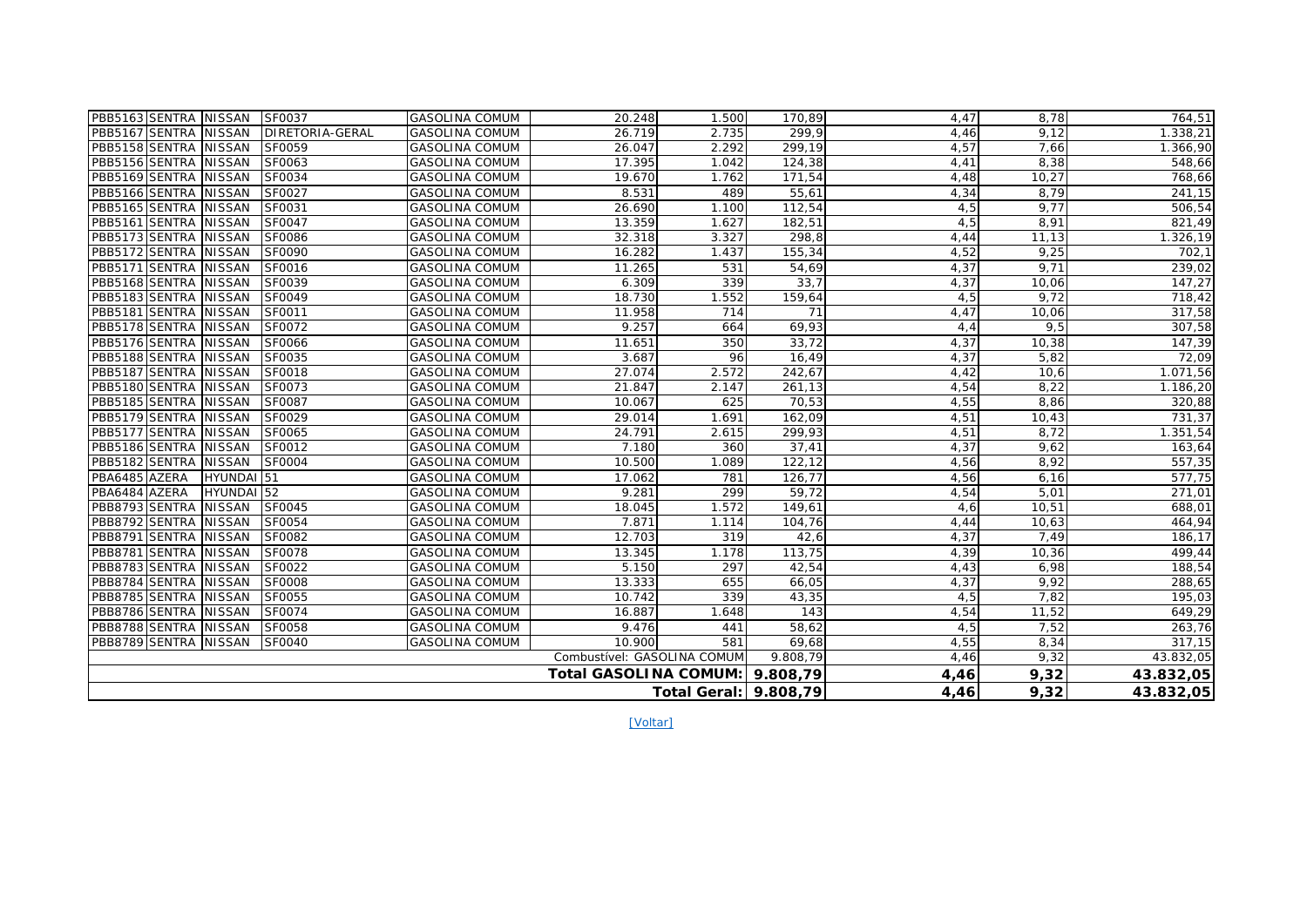| | | | | | | | | | | |
|---|---|---|---|---|---|---|---|---|---|---|
| PBB5163 | SENTRA | NISSAN | SF0037 | GASOLINA COMUM | 20.248 | 1.500 | 170,89 | 4,47 | 8,78 | 764,51 |
| PBB5167 | SENTRA | NISSAN | DIRETORIA-GERAL | GASOLINA COMUM | 26.719 | 2.735 | 299,9 | 4,46 | 9,12 | 1.338,21 |
| PBB5158 | SENTRA | NISSAN | SF0059 | GASOLINA COMUM | 26.047 | 2.292 | 299,19 | 4,57 | 7,66 | 1.366,90 |
| PBB5156 | SENTRA | NISSAN | SF0063 | GASOLINA COMUM | 17.395 | 1.042 | 124,38 | 4,41 | 8,38 | 548,66 |
| PBB5169 | SENTRA | NISSAN | SF0034 | GASOLINA COMUM | 19.670 | 1.762 | 171,54 | 4,48 | 10,27 | 768,66 |
| PBB5166 | SENTRA | NISSAN | SF0027 | GASOLINA COMUM | 8.531 | 489 | 55,61 | 4,34 | 8,79 | 241,15 |
| PBB5165 | SENTRA | NISSAN | SF0031 | GASOLINA COMUM | 26.690 | 1.100 | 112,54 | 4,5 | 9,77 | 506,54 |
| PBB5161 | SENTRA | NISSAN | SF0047 | GASOLINA COMUM | 13.359 | 1.627 | 182,51 | 4,5 | 8,91 | 821,49 |
| PBB5173 | SENTRA | NISSAN | SF0086 | GASOLINA COMUM | 32.318 | 3.327 | 298,8 | 4,44 | 11,13 | 1.326,19 |
| PBB5172 | SENTRA | NISSAN | SF0090 | GASOLINA COMUM | 16.282 | 1.437 | 155,34 | 4,52 | 9,25 | 702,1 |
| PBB5171 | SENTRA | NISSAN | SF0016 | GASOLINA COMUM | 11.265 | 531 | 54,69 | 4,37 | 9,71 | 239,02 |
| PBB5168 | SENTRA | NISSAN | SF0039 | GASOLINA COMUM | 6.309 | 339 | 33,7 | 4,37 | 10,06 | 147,27 |
| PBB5183 | SENTRA | NISSAN | SF0049 | GASOLINA COMUM | 18.730 | 1.552 | 159,64 | 4,5 | 9,72 | 718,42 |
| PBB5181 | SENTRA | NISSAN | SF0011 | GASOLINA COMUM | 11.958 | 714 | 71 | 4,47 | 10,06 | 317,58 |
| PBB5178 | SENTRA | NISSAN | SF0072 | GASOLINA COMUM | 9.257 | 664 | 69,93 | 4,4 | 9,5 | 307,58 |
| PBB5176 | SENTRA | NISSAN | SF0066 | GASOLINA COMUM | 11.651 | 350 | 33,72 | 4,37 | 10,38 | 147,39 |
| PBB5188 | SENTRA | NISSAN | SF0035 | GASOLINA COMUM | 3.687 | 96 | 16,49 | 4,37 | 5,82 | 72,09 |
| PBB5187 | SENTRA | NISSAN | SF0018 | GASOLINA COMUM | 27.074 | 2.572 | 242,67 | 4,42 | 10,6 | 1.071,56 |
| PBB5180 | SENTRA | NISSAN | SF0073 | GASOLINA COMUM | 21.847 | 2.147 | 261,13 | 4,54 | 8,22 | 1.186,20 |
| PBB5185 | SENTRA | NISSAN | SF0087 | GASOLINA COMUM | 10.067 | 625 | 70,53 | 4,55 | 8,86 | 320,88 |
| PBB5179 | SENTRA | NISSAN | SF0029 | GASOLINA COMUM | 29.014 | 1.691 | 162,09 | 4,51 | 10,43 | 731,37 |
| PBB5177 | SENTRA | NISSAN | SF0065 | GASOLINA COMUM | 24.791 | 2.615 | 299,93 | 4,51 | 8,72 | 1.351,54 |
| PBB5186 | SENTRA | NISSAN | SF0012 | GASOLINA COMUM | 7.180 | 360 | 37,41 | 4,37 | 9,62 | 163,64 |
| PBB5182 | SENTRA | NISSAN | SF0004 | GASOLINA COMUM | 10.500 | 1.089 | 122,12 | 4,56 | 8,92 | 557,35 |
| PBA6485 | AZERA | HYUNDAI | 51 | GASOLINA COMUM | 17.062 | 781 | 126,77 | 4,56 | 6,16 | 577,75 |
| PBA6484 | AZERA | HYUNDAI | 52 | GASOLINA COMUM | 9.281 | 299 | 59,72 | 4,54 | 5,01 | 271,01 |
| PBB8793 | SENTRA | NISSAN | SF0045 | GASOLINA COMUM | 18.045 | 1.572 | 149,61 | 4,6 | 10,51 | 688,01 |
| PBB8792 | SENTRA | NISSAN | SF0054 | GASOLINA COMUM | 7.871 | 1.114 | 104,76 | 4,44 | 10,63 | 464,94 |
| PBB8791 | SENTRA | NISSAN | SF0082 | GASOLINA COMUM | 12.703 | 319 | 42,6 | 4,37 | 7,49 | 186,17 |
| PBB8781 | SENTRA | NISSAN | SF0078 | GASOLINA COMUM | 13.345 | 1.178 | 113,75 | 4,39 | 10,36 | 499,44 |
| PBB8783 | SENTRA | NISSAN | SF0022 | GASOLINA COMUM | 5.150 | 297 | 42,54 | 4,43 | 6,98 | 188,54 |
| PBB8784 | SENTRA | NISSAN | SF0008 | GASOLINA COMUM | 13.333 | 655 | 66,05 | 4,37 | 9,92 | 288,65 |
| PBB8785 | SENTRA | NISSAN | SF0055 | GASOLINA COMUM | 10.742 | 339 | 43,35 | 4,5 | 7,82 | 195,03 |
| PBB8786 | SENTRA | NISSAN | SF0074 | GASOLINA COMUM | 16.887 | 1.648 | 143 | 4,54 | 11,52 | 649,29 |
| PBB8788 | SENTRA | NISSAN | SF0058 | GASOLINA COMUM | 9.476 | 441 | 58,62 | 4,5 | 7,52 | 263,76 |
| PBB8789 | SENTRA | NISSAN | SF0040 | GASOLINA COMUM | 10.900 | 581 | 69,68 | 4,55 | 8,34 | 317,15 |
| | | | | | Combustível: GASOLINA COMUM | | 9.808,79 | 4,46 | 9,32 | 43.832,05 |
| | | | | | **Total GASOLINA COMUM:** | | **9.808,79** | **4,46** | **9,32** | **43.832,05** |
| | | | | | | **Total Geral:** | **9.808,79** | **4,46** | **9,32** | **43.832,05** |

[Voltar]